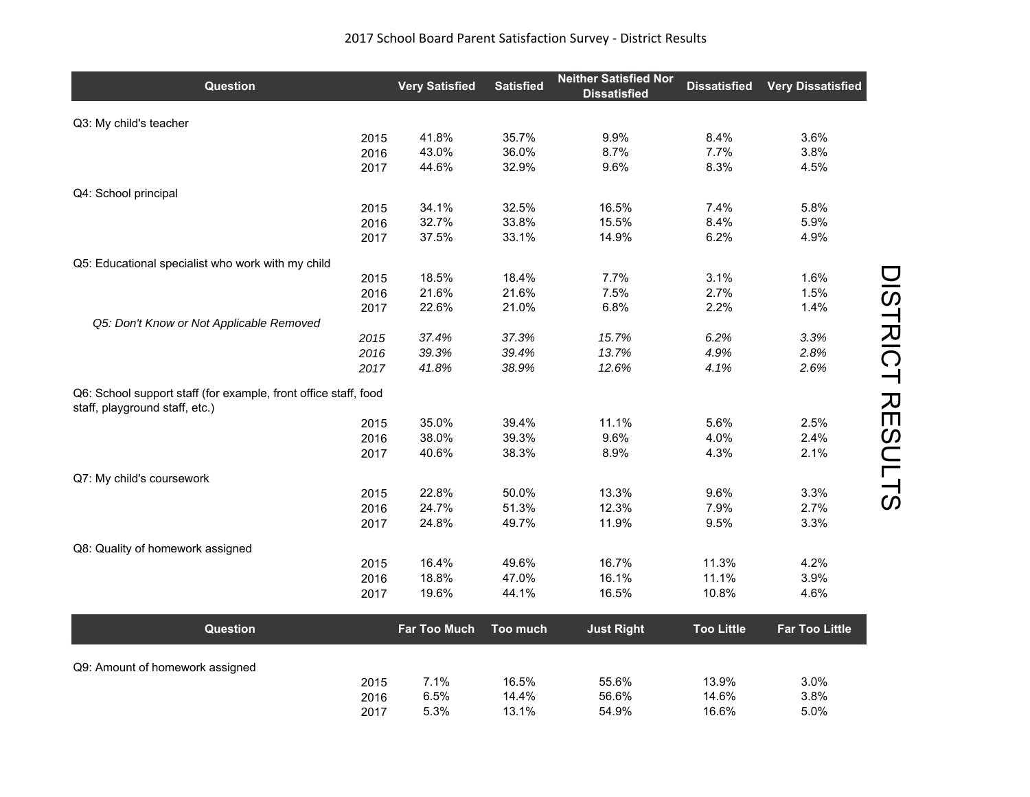2017 School Board Parent Satisfaction Survey - District Results

| Question | | Very Satisfied | Satisfied | Neither Satisfied Nor Dissatisfied | Dissatisfied | Very Dissatisfied |
|---|---|---|---|---|---|---|
| Q3: My child's teacher | | | | | | |
| | 2015 | 41.8% | 35.7% | 9.9% | 8.4% | 3.6% |
| | 2016 | 43.0% | 36.0% | 8.7% | 7.7% | 3.8% |
| | 2017 | 44.6% | 32.9% | 9.6% | 8.3% | 4.5% |
| Q4: School principal | | | | | | |
| | 2015 | 34.1% | 32.5% | 16.5% | 7.4% | 5.8% |
| | 2016 | 32.7% | 33.8% | 15.5% | 8.4% | 5.9% |
| | 2017 | 37.5% | 33.1% | 14.9% | 6.2% | 4.9% |
| Q5: Educational specialist who work with my child | | | | | | |
| | 2015 | 18.5% | 18.4% | 7.7% | 3.1% | 1.6% |
| | 2016 | 21.6% | 21.6% | 7.5% | 2.7% | 1.5% |
| | 2017 | 22.6% | 21.0% | 6.8% | 2.2% | 1.4% |
| *Q5: Don't Know or Not Applicable Removed* | | | | | | |
| | *2015* | *37.4%* | *37.3%* | *15.7%* | *6.2%* | *3.3%* |
| | *2016* | *39.3%* | *39.4%* | *13.7%* | *4.9%* | *2.8%* |
| | *2017* | *41.8%* | *38.9%* | *12.6%* | *4.1%* | *2.6%* |
| Q6: School support staff (for example, front office staff, food staff, playground staff, etc.) | | | | | | |
| | 2015 | 35.0% | 39.4% | 11.1% | 5.6% | 2.5% |
| | 2016 | 38.0% | 39.3% | 9.6% | 4.0% | 2.4% |
| | 2017 | 40.6% | 38.3% | 8.9% | 4.3% | 2.1% |
| Q7: My child's coursework | | | | | | |
| | 2015 | 22.8% | 50.0% | 13.3% | 9.6% | 3.3% |
| | 2016 | 24.7% | 51.3% | 12.3% | 7.9% | 2.7% |
| | 2017 | 24.8% | 49.7% | 11.9% | 9.5% | 3.3% |
| Q8: Quality of homework assigned | | | | | | |
| | 2015 | 16.4% | 49.6% | 16.7% | 11.3% | 4.2% |
| | 2016 | 18.8% | 47.0% | 16.1% | 11.1% | 3.9% |
| | 2017 | 19.6% | 44.1% | 16.5% | 10.8% | 4.6% |

| Question | | Far Too Much | Too much | Just Right | Too Little | Far Too Little |
|---|---|---|---|---|---|---|
| Q9: Amount of homework assigned | | | | | | |
| | 2015 | 7.1% | 16.5% | 55.6% | 13.9% | 3.0% |
| | 2016 | 6.5% | 14.4% | 56.6% | 14.6% | 3.8% |
| | 2017 | 5.3% | 13.1% | 54.9% | 16.6% | 5.0% |

DISTRICT RESULTS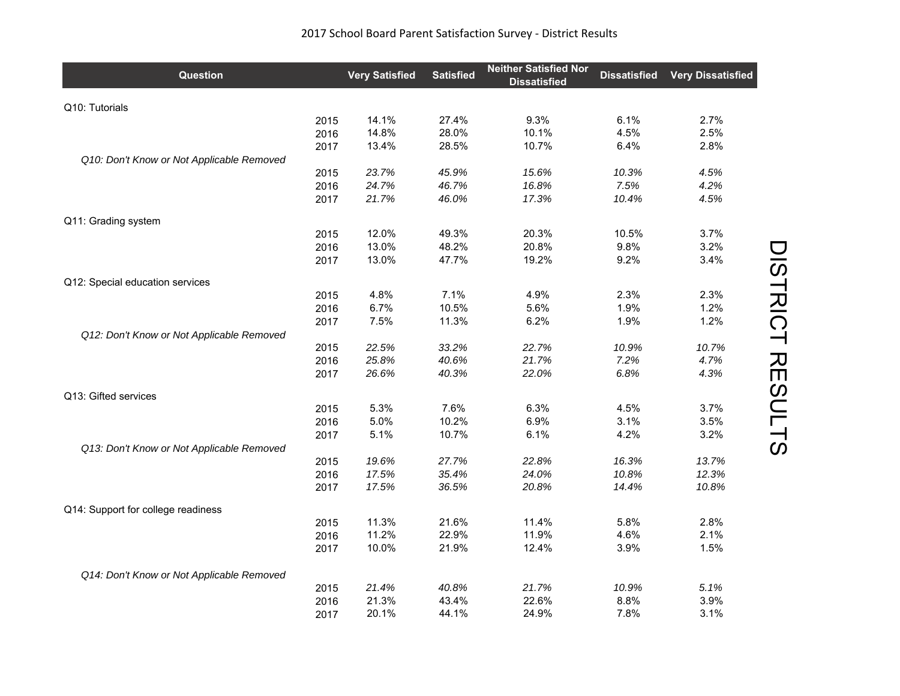2017 School Board Parent Satisfaction Survey - District Results

| Question | | Very Satisfied | Satisfied | Neither Satisfied Nor Dissatisfied | Dissatisfied | Very Dissatisfied |
|---|---|---|---|---|---|---|
| Q10: Tutorials | | | | | | |
| | 2015 | 14.1% | 27.4% | 9.3% | 6.1% | 2.7% |
| | 2016 | 14.8% | 28.0% | 10.1% | 4.5% | 2.5% |
| | 2017 | 13.4% | 28.5% | 10.7% | 6.4% | 2.8% |
| *Q10: Don't Know or Not Applicable Removed* | | | | | | |
| | 2015 | *23.7%* | *45.9%* | *15.6%* | *10.3%* | *4.5%* |
| | 2016 | *24.7%* | *46.7%* | *16.8%* | *7.5%* | *4.2%* |
| | 2017 | *21.7%* | *46.0%* | *17.3%* | *10.4%* | *4.5%* |
| Q11: Grading system | | | | | | |
| | 2015 | 12.0% | 49.3% | 20.3% | 10.5% | 3.7% |
| | 2016 | 13.0% | 48.2% | 20.8% | 9.8% | 3.2% |
| | 2017 | 13.0% | 47.7% | 19.2% | 9.2% | 3.4% |
| Q12: Special education services | | | | | | |
| | 2015 | 4.8% | 7.1% | 4.9% | 2.3% | 2.3% |
| | 2016 | 6.7% | 10.5% | 5.6% | 1.9% | 1.2% |
| | 2017 | 7.5% | 11.3% | 6.2% | 1.9% | 1.2% |
| *Q12: Don't Know or Not Applicable Removed* | | | | | | |
| | 2015 | *22.5%* | *33.2%* | *22.7%* | *10.9%* | *10.7%* |
| | 2016 | *25.8%* | *40.6%* | *21.7%* | *7.2%* | *4.7%* |
| | 2017 | *26.6%* | *40.3%* | *22.0%* | *6.8%* | *4.3%* |
| Q13: Gifted services | | | | | | |
| | 2015 | 5.3% | 7.6% | 6.3% | 4.5% | 3.7% |
| | 2016 | 5.0% | 10.2% | 6.9% | 3.1% | 3.5% |
| | 2017 | 5.1% | 10.7% | 6.1% | 4.2% | 3.2% |
| *Q13: Don't Know or Not Applicable Removed* | | | | | | |
| | 2015 | *19.6%* | *27.7%* | *22.8%* | *16.3%* | *13.7%* |
| | 2016 | *17.5%* | *35.4%* | *24.0%* | *10.8%* | *12.3%* |
| | 2017 | *17.5%* | *36.5%* | *20.8%* | *14.4%* | *10.8%* |
| Q14: Support for college readiness | | | | | | |
| | 2015 | 11.3% | 21.6% | 11.4% | 5.8% | 2.8% |
| | 2016 | 11.2% | 22.9% | 11.9% | 4.6% | 2.1% |
| | 2017 | 10.0% | 21.9% | 12.4% | 3.9% | 1.5% |
| *Q14: Don't Know or Not Applicable Removed* | | | | | | |
| | 2015 | *21.4%* | *40.8%* | *21.7%* | *10.9%* | *5.1%* |
| | 2016 | 21.3% | 43.4% | 22.6% | 8.8% | 3.9% |
| | 2017 | 20.1% | 44.1% | 24.9% | 7.8% | 3.1% |

DISTRICT RESULTS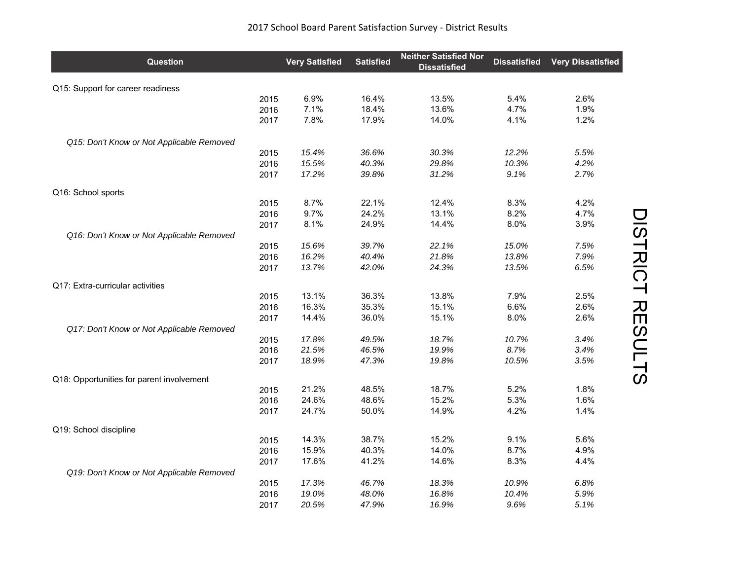2017 School Board Parent Satisfaction Survey - District Results

| Question | | Very Satisfied | Satisfied | Neither Satisfied Nor Dissatisfied | Dissatisfied | Very Dissatisfied |
|---|---|---|---|---|---|---|
| Q15: Support for career readiness | | | | | | |
| | 2015 | 6.9% | 16.4% | 13.5% | 5.4% | 2.6% |
| | 2016 | 7.1% | 18.4% | 13.6% | 4.7% | 1.9% |
| | 2017 | 7.8% | 17.9% | 14.0% | 4.1% | 1.2% |
| *Q15: Don't Know or Not Applicable Removed* | | | | | | |
| | 2015 | *15.4%* | *36.6%* | *30.3%* | *12.2%* | *5.5%* |
| | 2016 | *15.5%* | *40.3%* | *29.8%* | *10.3%* | *4.2%* |
| | 2017 | *17.2%* | *39.8%* | *31.2%* | *9.1%* | *2.7%* |
| Q16: School sports | | | | | | |
| | 2015 | 8.7% | 22.1% | 12.4% | 8.3% | 4.2% |
| | 2016 | 9.7% | 24.2% | 13.1% | 8.2% | 4.7% |
| | 2017 | 8.1% | 24.9% | 14.4% | 8.0% | 3.9% |
| *Q16: Don't Know or Not Applicable Removed* | | | | | | |
| | 2015 | *15.6%* | *39.7%* | *22.1%* | *15.0%* | *7.5%* |
| | 2016 | *16.2%* | *40.4%* | *21.8%* | *13.8%* | *7.9%* |
| | 2017 | *13.7%* | *42.0%* | *24.3%* | *13.5%* | *6.5%* |
| Q17: Extra-curricular activities | | | | | | |
| | 2015 | 13.1% | 36.3% | 13.8% | 7.9% | 2.5% |
| | 2016 | 16.3% | 35.3% | 15.1% | 6.6% | 2.6% |
| | 2017 | 14.4% | 36.0% | 15.1% | 8.0% | 2.6% |
| *Q17: Don't Know or Not Applicable Removed* | | | | | | |
| | 2015 | *17.8%* | *49.5%* | *18.7%* | *10.7%* | *3.4%* |
| | 2016 | *21.5%* | *46.5%* | *19.9%* | *8.7%* | *3.4%* |
| | 2017 | *18.9%* | *47.3%* | *19.8%* | *10.5%* | *3.5%* |
| Q18: Opportunities for parent involvement | | | | | | |
| | 2015 | 21.2% | 48.5% | 18.7% | 5.2% | 1.8% |
| | 2016 | 24.6% | 48.6% | 15.2% | 5.3% | 1.6% |
| | 2017 | 24.7% | 50.0% | 14.9% | 4.2% | 1.4% |
| Q19: School discipline | | | | | | |
| | 2015 | 14.3% | 38.7% | 15.2% | 9.1% | 5.6% |
| | 2016 | 15.9% | 40.3% | 14.0% | 8.7% | 4.9% |
| | 2017 | 17.6% | 41.2% | 14.6% | 8.3% | 4.4% |
| *Q19: Don't Know or Not Applicable Removed* | | | | | | |
| | 2015 | *17.3%* | *46.7%* | *18.3%* | *10.9%* | *6.8%* |
| | 2016 | *19.0%* | *48.0%* | *16.8%* | *10.4%* | *5.9%* |
| | 2017 | *20.5%* | *47.9%* | *16.9%* | *9.6%* | *5.1%* |

DISTRICT RESULTS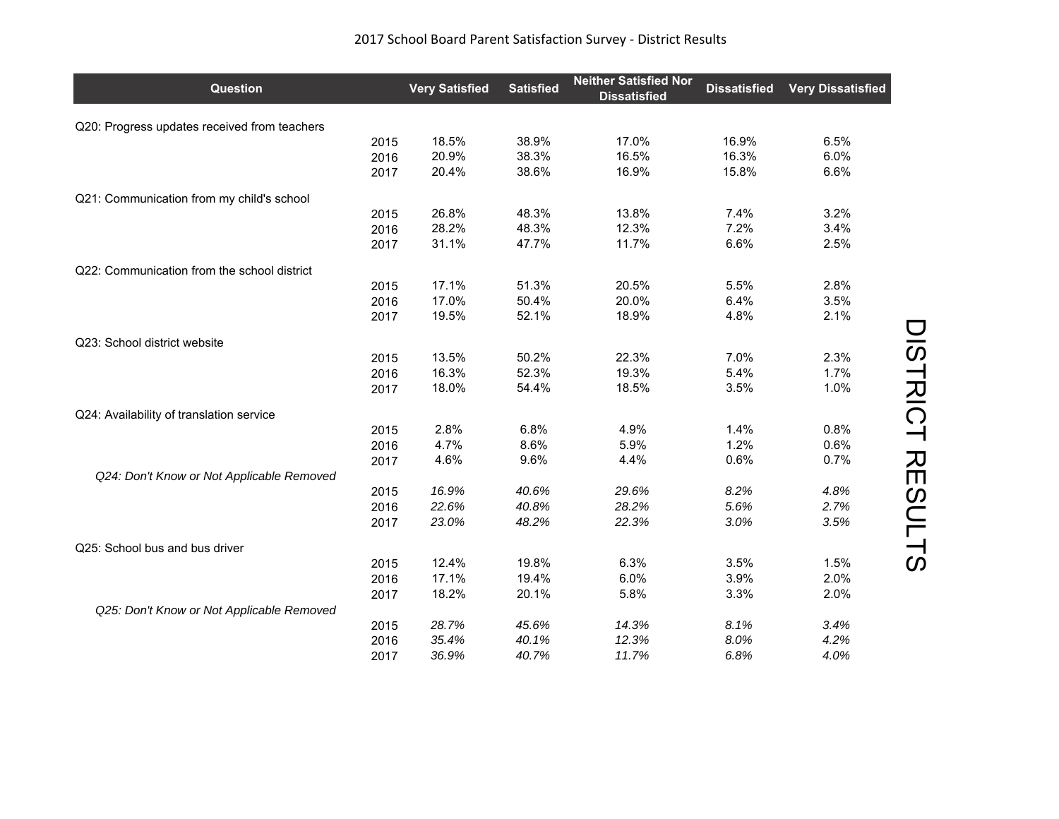2017 School Board Parent Satisfaction Survey - District Results

| Question | | Very Satisfied | Satisfied | Neither Satisfied Nor Dissatisfied | Dissatisfied | Very Dissatisfied |
|---|---|---|---|---|---|---|
| Q20: Progress updates received from teachers | | | | | | |
| | 2015 | 18.5% | 38.9% | 17.0% | 16.9% | 6.5% |
| | 2016 | 20.9% | 38.3% | 16.5% | 16.3% | 6.0% |
| | 2017 | 20.4% | 38.6% | 16.9% | 15.8% | 6.6% |
| Q21: Communication from my child's school | | | | | | |
| | 2015 | 26.8% | 48.3% | 13.8% | 7.4% | 3.2% |
| | 2016 | 28.2% | 48.3% | 12.3% | 7.2% | 3.4% |
| | 2017 | 31.1% | 47.7% | 11.7% | 6.6% | 2.5% |
| Q22: Communication from the school district | | | | | | |
| | 2015 | 17.1% | 51.3% | 20.5% | 5.5% | 2.8% |
| | 2016 | 17.0% | 50.4% | 20.0% | 6.4% | 3.5% |
| | 2017 | 19.5% | 52.1% | 18.9% | 4.8% | 2.1% |
| Q23: School district website | | | | | | |
| | 2015 | 13.5% | 50.2% | 22.3% | 7.0% | 2.3% |
| | 2016 | 16.3% | 52.3% | 19.3% | 5.4% | 1.7% |
| | 2017 | 18.0% | 54.4% | 18.5% | 3.5% | 1.0% |
| Q24: Availability of translation service | | | | | | |
| | 2015 | 2.8% | 6.8% | 4.9% | 1.4% | 0.8% |
| | 2016 | 4.7% | 8.6% | 5.9% | 1.2% | 0.6% |
| | 2017 | 4.6% | 9.6% | 4.4% | 0.6% | 0.7% |
| *Q24: Don't Know or Not Applicable Removed* | | | | | | |
| | 2015 | *16.9%* | *40.6%* | *29.6%* | *8.2%* | *4.8%* |
| | 2016 | *22.6%* | *40.8%* | *28.2%* | *5.6%* | *2.7%* |
| | 2017 | *23.0%* | *48.2%* | *22.3%* | *3.0%* | *3.5%* |
| Q25: School bus and bus driver | | | | | | |
| | 2015 | 12.4% | 19.8% | 6.3% | 3.5% | 1.5% |
| | 2016 | 17.1% | 19.4% | 6.0% | 3.9% | 2.0% |
| | 2017 | 18.2% | 20.1% | 5.8% | 3.3% | 2.0% |
| *Q25: Don't Know or Not Applicable Removed* | | | | | | |
| | 2015 | *28.7%* | *45.6%* | *14.3%* | *8.1%* | *3.4%* |
| | 2016 | *35.4%* | *40.1%* | *12.3%* | *8.0%* | *4.2%* |
| | 2017 | *36.9%* | *40.7%* | *11.7%* | *6.8%* | *4.0%* |

DISTRICT RESULTS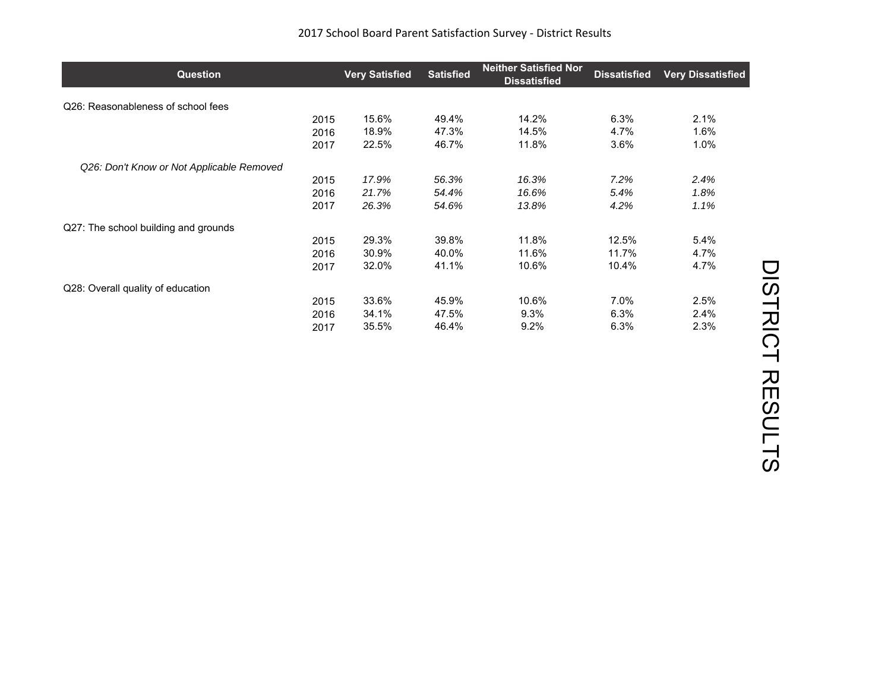2017 School Board Parent Satisfaction Survey - District Results

| Question | | Very Satisfied | Satisfied | Neither Satisfied Nor Dissatisfied | Dissatisfied | Very Dissatisfied |
|---|---|---|---|---|---|---|
| Q26: Reasonableness of school fees | | | | | | |
| | 2015 | 15.6% | 49.4% | 14.2% | 6.3% | 2.1% |
| | 2016 | 18.9% | 47.3% | 14.5% | 4.7% | 1.6% |
| | 2017 | 22.5% | 46.7% | 11.8% | 3.6% | 1.0% |
| *Q26: Don't Know or Not Applicable Removed* | | | | | | |
| | 2015 | *17.9%* | *56.3%* | *16.3%* | *7.2%* | *2.4%* |
| | 2016 | *21.7%* | *54.4%* | *16.6%* | *5.4%* | *1.8%* |
| | 2017 | *26.3%* | *54.6%* | *13.8%* | *4.2%* | *1.1%* |
| Q27: The school building and grounds | | | | | | |
| | 2015 | 29.3% | 39.8% | 11.8% | 12.5% | 5.4% |
| | 2016 | 30.9% | 40.0% | 11.6% | 11.7% | 4.7% |
| | 2017 | 32.0% | 41.1% | 10.6% | 10.4% | 4.7% |
| Q28: Overall quality of education | | | | | | |
| | 2015 | 33.6% | 45.9% | 10.6% | 7.0% | 2.5% |
| | 2016 | 34.1% | 47.5% | 9.3% | 6.3% | 2.4% |
| | 2017 | 35.5% | 46.4% | 9.2% | 6.3% | 2.3% |

DISTRICT RESULTS